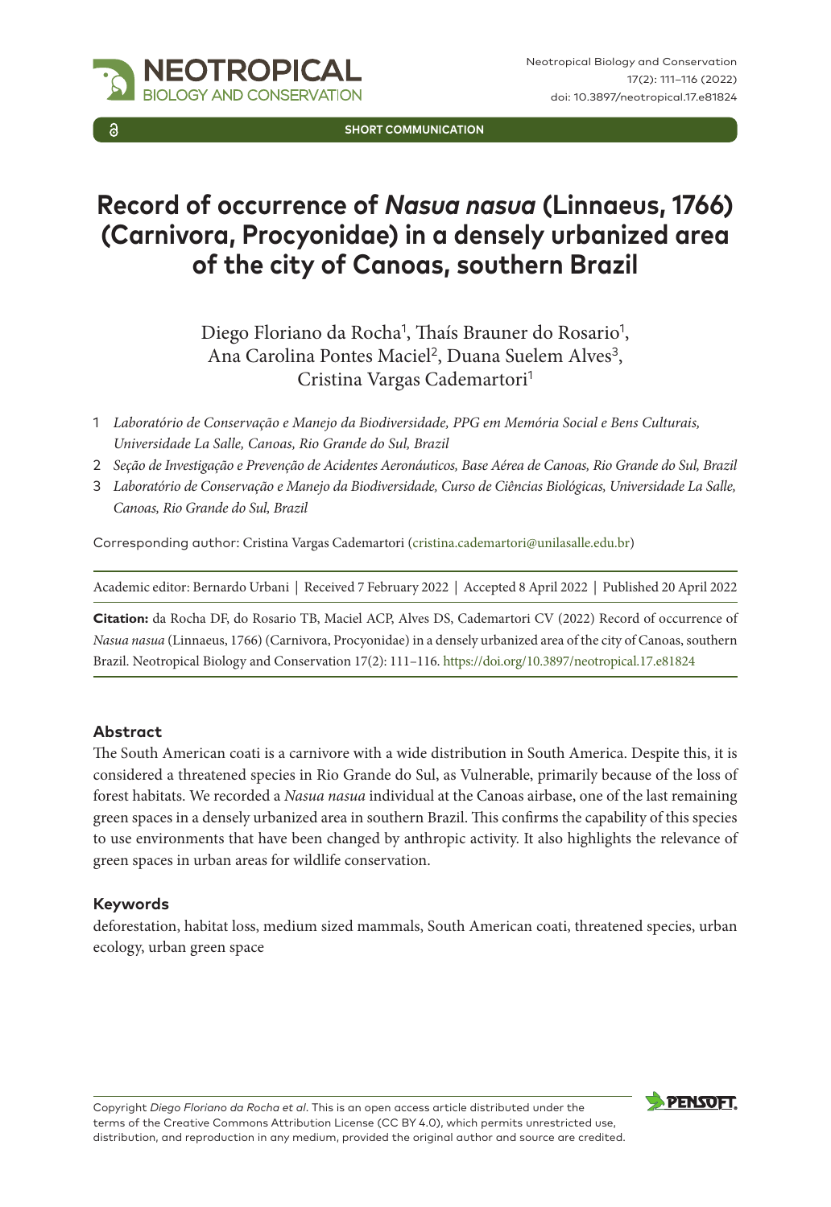SHORT COMMUNICATION

# Record of occurrence of *Nasua nasua* (Linnaeus, 1766) (Carnivora, Procyonidae) in a densely urbanized area of the city of Canoas, southern Brazil

Diego Floriano da Rocha[1], Thaís Brauner do Rosario[1], Ana Carolina Pontes Maciel[2], Duana Suelem Alves[3], Cristina Vargas Cademartori[1]

1 *Laboratório de Conservação e Manejo da Biodiversidade, PPG em Memória Social e Bens Culturais, Universidade La Salle, Canoas, Rio Grande do Sul, Brazil*

2 *Seção de Investigação e Prevenção de Acidentes Aeronáuticos, Base Aérea de Canoas, Rio Grande do Sul, Brazil*

3 *Laboratório de Conservação e Manejo da Biodiversidade, Curso de Ciências Biológicas, Universidade La Salle, Canoas, Rio Grande do Sul, Brazil*

Corresponding author: Cristina Vargas Cademartori (cristina.cademartori@unilasalle.edu.br)

Academic editor: Bernardo Urbani | Received 7 February 2022 | Accepted 8 April 2022 | Published 20 April 2022

**Citation:** da Rocha DF, do Rosario TB, Maciel ACP, Alves DS, Cademartori CV (2022) Record of occurrence of *Nasua nasua* (Linnaeus, 1766) (Carnivora, Procyonidae) in a densely urbanized area of the city of Canoas, southern Brazil. Neotropical Biology and Conservation 17(2): 111–116. https://doi.org/10.3897/neotropical.17.e81824

## Abstract

The South American coati is a carnivore with a wide distribution in South America. Despite this, it is considered a threatened species in Rio Grande do Sul, as Vulnerable, primarily because of the loss of forest habitats. We recorded a *Nasua nasua* individual at the Canoas airbase, one of the last remaining green spaces in a densely urbanized area in southern Brazil. This confirms the capability of this species to use environments that have been changed by anthropic activity. It also highlights the relevance of green spaces in urban areas for wildlife conservation.

## Keywords

deforestation, habitat loss, medium sized mammals, South American coati, threatened species, urban ecology, urban green space

Copyright *Diego Floriano da Rocha et al*. This is an open access article distributed under the terms of the Creative Commons Attribution License (CC BY 4.0), which permits unrestricted use, distribution, and reproduction in any medium, provided the original author and source are credited.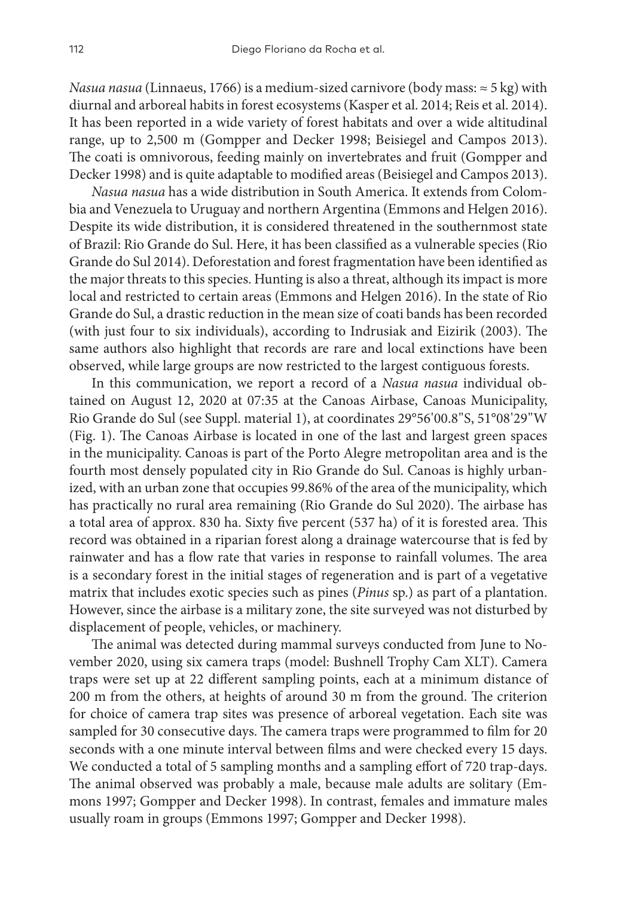*Nasua nasua* (Linnaeus, 1766) is a medium-sized carnivore (body mass: ≈ 5 kg) with diurnal and arboreal habits in forest ecosystems (Kasper et al. 2014; Reis et al. 2014). It has been reported in a wide variety of forest habitats and over a wide altitudinal range, up to 2,500 m (Gompper and Decker 1998; Beisiegel and Campos 2013). The coati is omnivorous, feeding mainly on invertebrates and fruit (Gompper and Decker 1998) and is quite adaptable to modified areas (Beisiegel and Campos 2013).

*Nasua nasua* has a wide distribution in South America. It extends from Colombia and Venezuela to Uruguay and northern Argentina (Emmons and Helgen 2016). Despite its wide distribution, it is considered threatened in the southernmost state of Brazil: Rio Grande do Sul. Here, it has been classified as a vulnerable species (Rio Grande do Sul 2014). Deforestation and forest fragmentation have been identified as the major threats to this species. Hunting is also a threat, although its impact is more local and restricted to certain areas (Emmons and Helgen 2016). In the state of Rio Grande do Sul, a drastic reduction in the mean size of coati bands has been recorded (with just four to six individuals), according to Indrusiak and Eizirik (2003). The same authors also highlight that records are rare and local extinctions have been observed, while large groups are now restricted to the largest contiguous forests.

In this communication, we report a record of a *Nasua nasua* individual obtained on August 12, 2020 at 07:35 at the Canoas Airbase, Canoas Municipality, Rio Grande do Sul (see Suppl. material 1), at coordinates 29°56'00.8"S, 51°08'29"W (Fig. 1). The Canoas Airbase is located in one of the last and largest green spaces in the municipality. Canoas is part of the Porto Alegre metropolitan area and is the fourth most densely populated city in Rio Grande do Sul. Canoas is highly urbanized, with an urban zone that occupies 99.86% of the area of the municipality, which has practically no rural area remaining (Rio Grande do Sul 2020). The airbase has a total area of approx. 830 ha. Sixty five percent (537 ha) of it is forested area. This record was obtained in a riparian forest along a drainage watercourse that is fed by rainwater and has a flow rate that varies in response to rainfall volumes. The area is a secondary forest in the initial stages of regeneration and is part of a vegetative matrix that includes exotic species such as pines (*Pinus* sp.) as part of a plantation. However, since the airbase is a military zone, the site surveyed was not disturbed by displacement of people, vehicles, or machinery.

The animal was detected during mammal surveys conducted from June to November 2020, using six camera traps (model: Bushnell Trophy Cam XLT). Camera traps were set up at 22 different sampling points, each at a minimum distance of 200 m from the others, at heights of around 30 m from the ground. The criterion for choice of camera trap sites was presence of arboreal vegetation. Each site was sampled for 30 consecutive days. The camera traps were programmed to film for 20 seconds with a one minute interval between films and were checked every 15 days. We conducted a total of 5 sampling months and a sampling effort of 720 trap-days. The animal observed was probably a male, because male adults are solitary (Emmons 1997; Gompper and Decker 1998). In contrast, females and immature males usually roam in groups (Emmons 1997; Gompper and Decker 1998).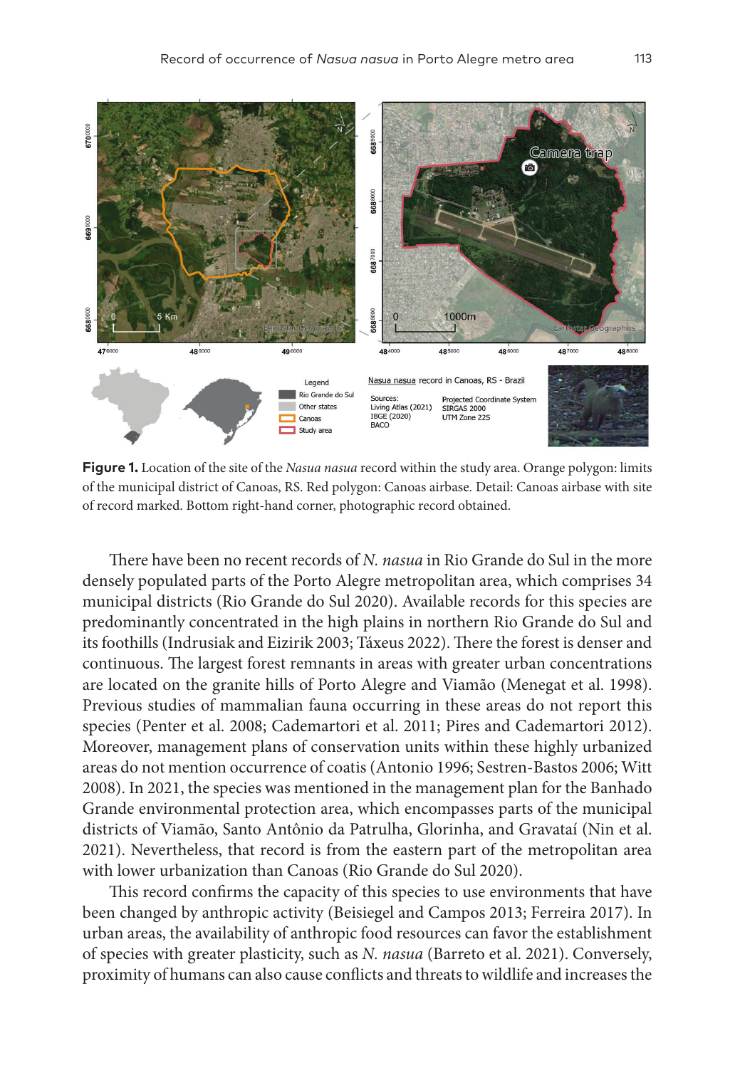**Figure 1.** Location of the site of the *Nasua nasua* record within the study area. Orange polygon: limits of the municipal district of Canoas, RS. Red polygon: Canoas airbase. Detail: Canoas airbase with site of record marked. Bottom right-hand corner, photographic record obtained.

There have been no recent records of *N. nasua* in Rio Grande do Sul in the more densely populated parts of the Porto Alegre metropolitan area, which comprises 34 municipal districts (Rio Grande do Sul 2020). Available records for this species are predominantly concentrated in the high plains in northern Rio Grande do Sul and its foothills (Indrusiak and Eizirik 2003; Táxeus 2022). There the forest is denser and continuous. The largest forest remnants in areas with greater urban concentrations are located on the granite hills of Porto Alegre and Viamão (Menegat et al. 1998). Previous studies of mammalian fauna occurring in these areas do not report this species (Penter et al. 2008; Cademartori et al. 2011; Pires and Cademartori 2012). Moreover, management plans of conservation units within these highly urbanized areas do not mention occurrence of coatis (Antonio 1996; Sestren-Bastos 2006; Witt 2008). In 2021, the species was mentioned in the management plan for the Banhado Grande environmental protection area, which encompasses parts of the municipal districts of Viamão, Santo Antônio da Patrulha, Glorinha, and Gravataí (Nin et al. 2021). Nevertheless, that record is from the eastern part of the metropolitan area with lower urbanization than Canoas (Rio Grande do Sul 2020).

This record confirms the capacity of this species to use environments that have been changed by anthropic activity (Beisiegel and Campos 2013; Ferreira 2017). In urban areas, the availability of anthropic food resources can favor the establishment of species with greater plasticity, such as *N. nasua* (Barreto et al. 2021). Conversely, proximity of humans can also cause conflicts and threats to wildlife and increases the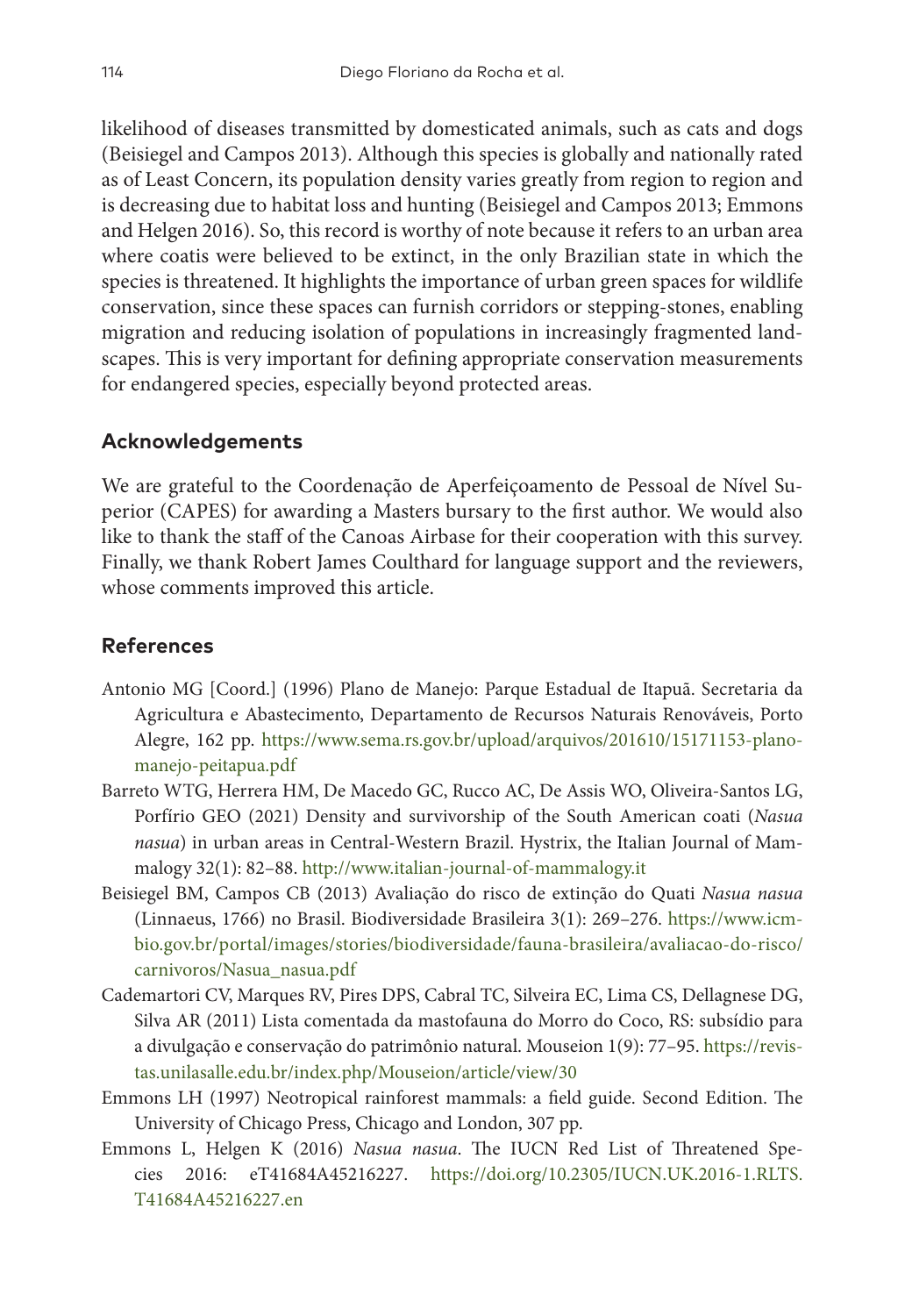likelihood of diseases transmitted by domesticated animals, such as cats and dogs (Beisiegel and Campos 2013). Although this species is globally and nationally rated as of Least Concern, its population density varies greatly from region to region and is decreasing due to habitat loss and hunting (Beisiegel and Campos 2013; Emmons and Helgen 2016). So, this record is worthy of note because it refers to an urban area where coatis were believed to be extinct, in the only Brazilian state in which the species is threatened. It highlights the importance of urban green spaces for wildlife conservation, since these spaces can furnish corridors or stepping-stones, enabling migration and reducing isolation of populations in increasingly fragmented landscapes. This is very important for defining appropriate conservation measurements for endangered species, especially beyond protected areas.

## Acknowledgements

We are grateful to the Coordenação de Aperfeiçoamento de Pessoal de Nível Superior (CAPES) for awarding a Masters bursary to the first author. We would also like to thank the staff of the Canoas Airbase for their cooperation with this survey. Finally, we thank Robert James Coulthard for language support and the reviewers, whose comments improved this article.

## References

- Antonio MG [Coord.] (1996) Plano de Manejo: Parque Estadual de Itapuã. Secretaria da Agricultura e Abastecimento, Departamento de Recursos Naturais Renováveis, Porto Alegre, 162 pp. https://www.sema.rs.gov.br/upload/arquivos/201610/15171153-plano-manejo-peitapua.pdf
- Barreto WTG, Herrera HM, De Macedo GC, Rucco AC, De Assis WO, Oliveira-Santos LG, Porfírio GEO (2021) Density and survivorship of the South American coati (*Nasua nasua*) in urban areas in Central-Western Brazil. Hystrix, the Italian Journal of Mammalogy 32(1): 82–88. http://www.italian-journal-of-mammalogy.it
- Beisiegel BM, Campos CB (2013) Avaliação do risco de extinção do Quati *Nasua nasua* (Linnaeus, 1766) no Brasil. Biodiversidade Brasileira 3(1): 269–276. https://www.icmbio.gov.br/portal/images/stories/biodiversidade/fauna-brasileira/avaliacao-do-risco/carnivoros/Nasua_nasua.pdf
- Cademartori CV, Marques RV, Pires DPS, Cabral TC, Silveira EC, Lima CS, Dellagnese DG, Silva AR (2011) Lista comentada da mastofauna do Morro do Coco, RS: subsídio para a divulgação e conservação do patrimônio natural. Mouseion 1(9): 77–95. https://revistas.unilasalle.edu.br/index.php/Mouseion/article/view/30
- Emmons LH (1997) Neotropical rainforest mammals: a field guide. Second Edition. The University of Chicago Press, Chicago and London, 307 pp.
- Emmons L, Helgen K (2016) *Nasua nasua*. The IUCN Red List of Threatened Species 2016: eT41684A45216227. https://doi.org/10.2305/IUCN.UK.2016-1.RLTS.T41684A45216227.en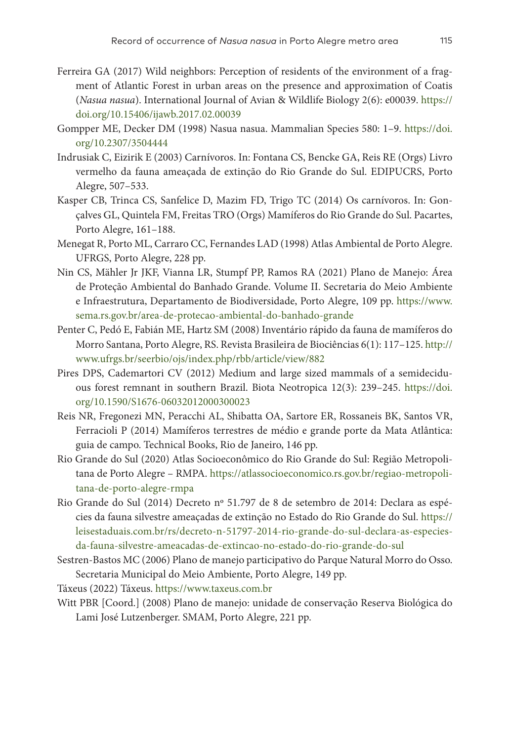Ferreira GA (2017) Wild neighbors: Perception of residents of the environment of a fragment of Atlantic Forest in urban areas on the presence and approximation of Coatis (*Nasua nasua*). International Journal of Avian & Wildlife Biology 2(6): e00039. https://doi.org/10.15406/ijawb.2017.02.00039

Gompper ME, Decker DM (1998) Nasua nasua. Mammalian Species 580: 1–9. https://doi.org/10.2307/3504444

Indrusiak C, Eizirik E (2003) Carnívoros. In: Fontana CS, Bencke GA, Reis RE (Orgs) Livro vermelho da fauna ameaçada de extinção do Rio Grande do Sul. EDIPUCRS, Porto Alegre, 507–533.

Kasper CB, Trinca CS, Sanfelice D, Mazim FD, Trigo TC (2014) Os carnívoros. In: Gonçalves GL, Quintela FM, Freitas TRO (Orgs) Mamíferos do Rio Grande do Sul. Pacartes, Porto Alegre, 161–188.

Menegat R, Porto ML, Carraro CC, Fernandes LAD (1998) Atlas Ambiental de Porto Alegre. UFRGS, Porto Alegre, 228 pp.

Nin CS, Mähler Jr JKF, Vianna LR, Stumpf PP, Ramos RA (2021) Plano de Manejo: Área de Proteção Ambiental do Banhado Grande. Volume II. Secretaria do Meio Ambiente e Infraestrutura, Departamento de Biodiversidade, Porto Alegre, 109 pp. https://www.sema.rs.gov.br/area-de-protecao-ambiental-do-banhado-grande

Penter C, Pedó E, Fabián ME, Hartz SM (2008) Inventário rápido da fauna de mamíferos do Morro Santana, Porto Alegre, RS. Revista Brasileira de Biociências 6(1): 117–125. http://www.ufrgs.br/seerbio/ojs/index.php/rbb/article/view/882

Pires DPS, Cademartori CV (2012) Medium and large sized mammals of a semideciduous forest remnant in southern Brazil. Biota Neotropica 12(3): 239–245. https://doi.org/10.1590/S1676-06032012000300023

Reis NR, Fregonezi MN, Peracchi AL, Shibatta OA, Sartore ER, Rossaneis BK, Santos VR, Ferracioli P (2014) Mamíferos terrestres de médio e grande porte da Mata Atlântica: guia de campo. Technical Books, Rio de Janeiro, 146 pp.

Rio Grande do Sul (2020) Atlas Socioeconômico do Rio Grande do Sul: Região Metropolitana de Porto Alegre – RMPA. https://atlassocioeconomico.rs.gov.br/regiao-metropolitana-de-porto-alegre-rmpa

Rio Grande do Sul (2014) Decreto nº 51.797 de 8 de setembro de 2014: Declara as espécies da fauna silvestre ameaçadas de extinção no Estado do Rio Grande do Sul. https://leisestaduais.com.br/rs/decreto-n-51797-2014-rio-grande-do-sul-declara-as-especies-da-fauna-silvestre-ameacadas-de-extincao-no-estado-do-rio-grande-do-sul

Sestren-Bastos MC (2006) Plano de manejo participativo do Parque Natural Morro do Osso. Secretaria Municipal do Meio Ambiente, Porto Alegre, 149 pp.

Táxeus (2022) Táxeus. https://www.taxeus.com.br

Witt PBR [Coord.] (2008) Plano de manejo: unidade de conservação Reserva Biológica do Lami José Lutzenberger. SMAM, Porto Alegre, 221 pp.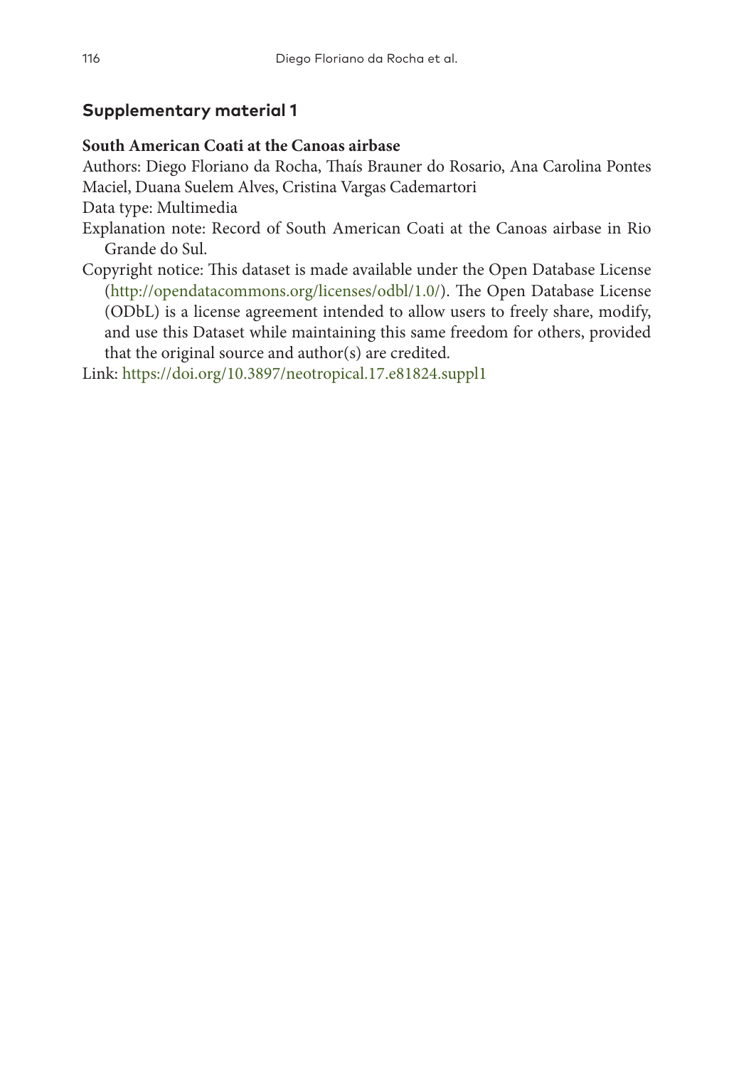## Supplementary material 1

**South American Coati at the Canoas airbase**

Authors: Diego Floriano da Rocha, Thaís Brauner do Rosario, Ana Carolina Pontes Maciel, Duana Suelem Alves, Cristina Vargas Cademartori

Data type: Multimedia

Explanation note: Record of South American Coati at the Canoas airbase in Rio Grande do Sul.

Copyright notice: This dataset is made available under the Open Database License (http://opendatacommons.org/licenses/odbl/1.0/). The Open Database License (ODbL) is a license agreement intended to allow users to freely share, modify, and use this Dataset while maintaining this same freedom for others, provided that the original source and author(s) are credited.

Link: https://doi.org/10.3897/neotropical.17.e81824.suppl1